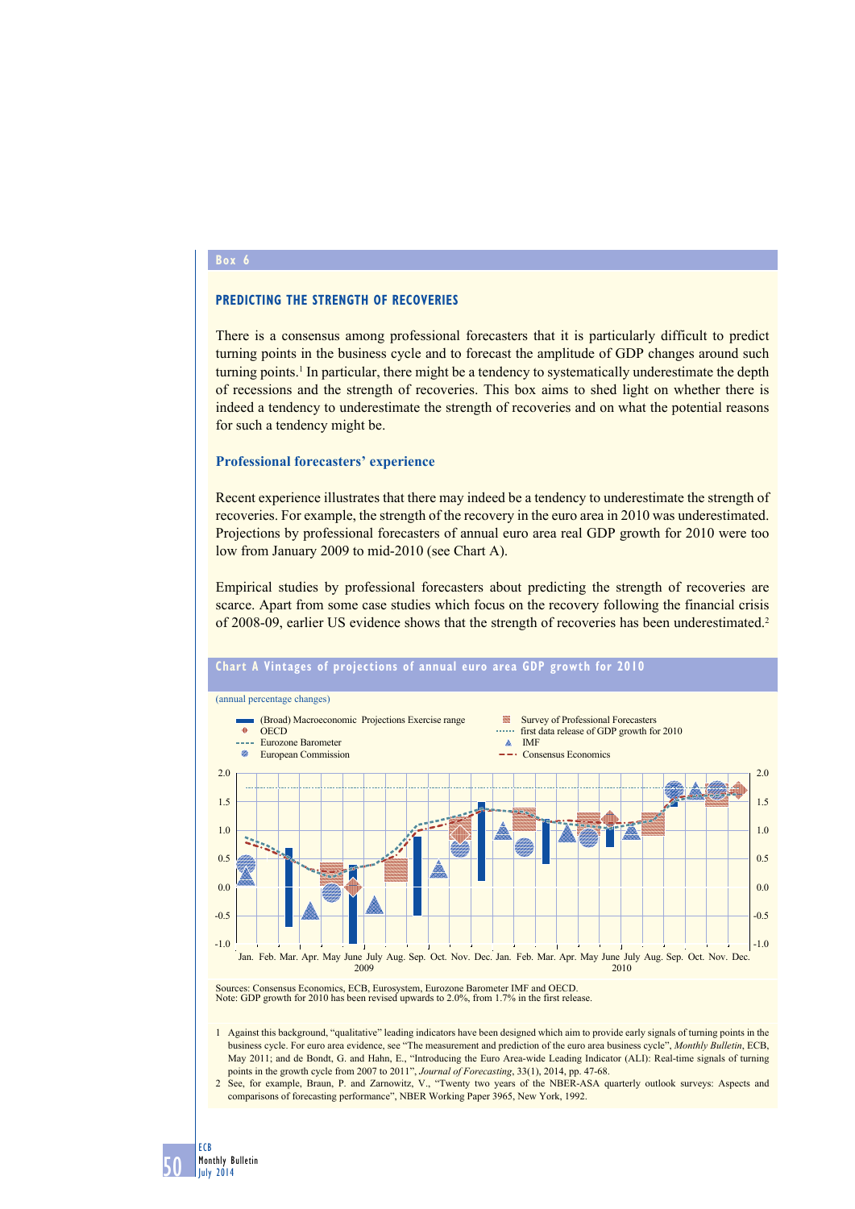## Box 6

### PREDICTING THE STRENGTH OF RECOVERIES

There is a consensus among professional forecasters that it is particularly difficult to predict turning points in the business cycle and to forecast the amplitude of GDP changes around such turning points.[1] In particular, there might be a tendency to systematically underestimate the depth of recessions and the strength of recoveries. This box aims to shed light on whether there is indeed a tendency to underestimate the strength of recoveries and on what the potential reasons for such a tendency might be.

#### Professional forecasters' experience

Recent experience illustrates that there may indeed be a tendency to underestimate the strength of recoveries. For example, the strength of the recovery in the euro area in 2010 was underestimated. Projections by professional forecasters of annual euro area real GDP growth for 2010 were too low from January 2009 to mid-2010 (see Chart A).

Empirical studies by professional forecasters about predicting the strength of recoveries are scarce. Apart from some case studies which focus on the recovery following the financial crisis of 2008-09, earlier US evidence shows that the strength of recoveries has been underestimated.[2]

**Chart A Vintages of projections of annual euro area GDP growth for 2010**

(annual percentage changes)

Legend: (Broad) Macroeconomic Projections Exercise range; OECD; Eurozone Barometer; European Commission; Survey of Professional Forecasters; first data release of GDP growth for 2010; IMF; Consensus Economics

Sources: Consensus Economics, ECB, Eurosystem, Eurozone Barometer IMF and OECD.
Note: GDP growth for 2010 has been revised upwards to 2.0%, from 1.7% in the first release.

1 Against this background, "qualitative" leading indicators have been designed which aim to provide early signals of turning points in the business cycle. For euro area evidence, see "The measurement and prediction of the euro area business cycle", *Monthly Bulletin*, ECB, May 2011; and de Bondt, G. and Hahn, E., "Introducing the Euro Area-wide Leading Indicator (ALI): Real-time signals of turning points in the growth cycle from 2007 to 2011", *Journal of Forecasting*, 33(1), 2014, pp. 47-68.

2 See, for example, Braun, P. and Zarnowitz, V., "Twenty two years of the NBER-ASA quarterly outlook surveys: Aspects and comparisons of forecasting performance", NBER Working Paper 3965, New York, 1992.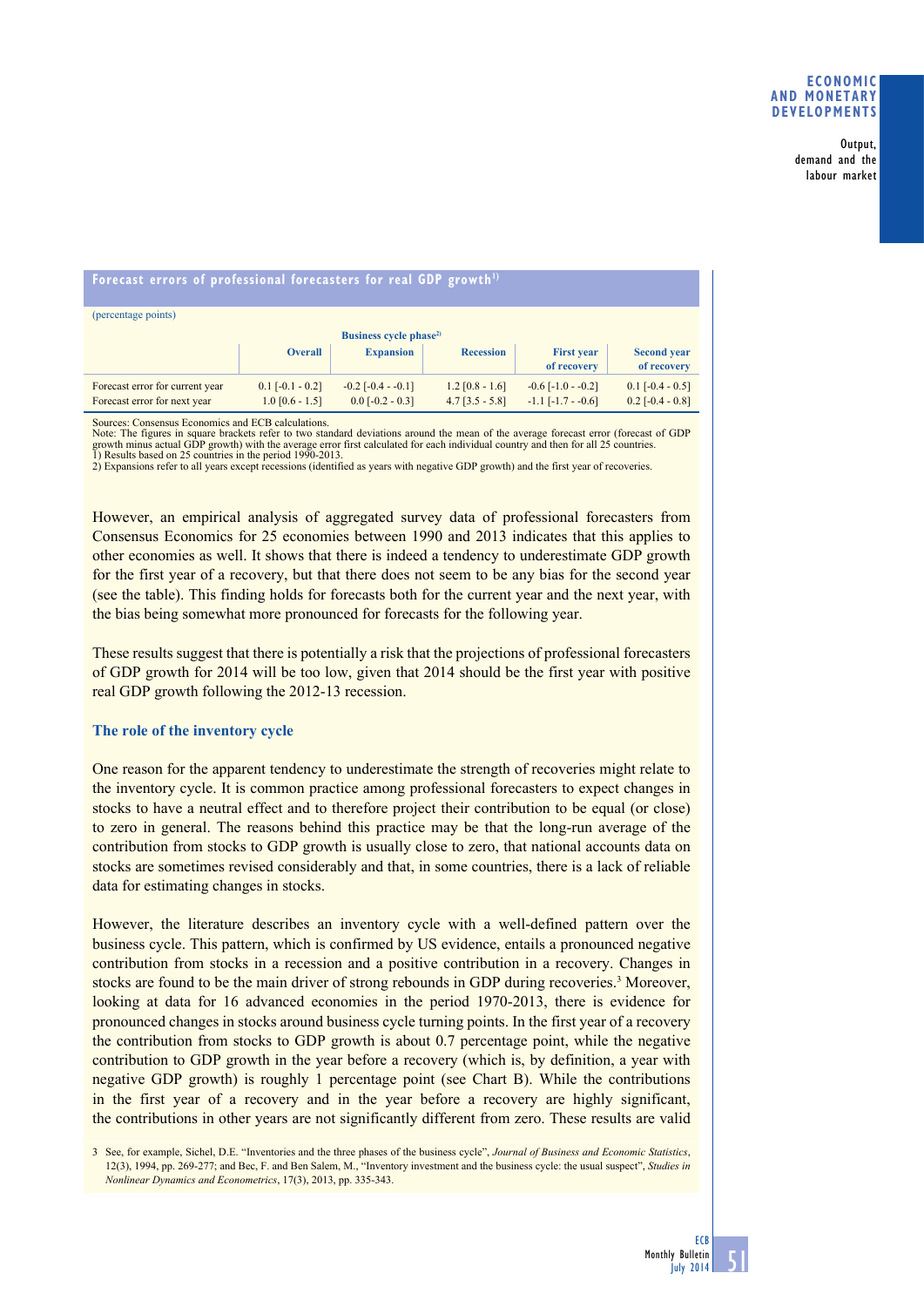**Forecast errors of professional forecasters for real GDP growth[1)]**

(percentage points)

| | | Business cycle phase[2)] | | | |
|---|---|---|---|---|---|
| | Overall | Expansion | Recession | First year of recovery | Second year of recovery |
| Forecast error for current year | 0.1 [-0.1 - 0.2] | -0.2 [-0.4 - -0.1] | 1.2 [0.8 - 1.6] | -0.6 [-1.0 - -0.2] | 0.1 [-0.4 - 0.5] |
| Forecast error for next year | 1.0 [0.6 - 1.5] | 0.0 [-0.2 - 0.3] | 4.7 [3.5 - 5.8] | -1.1 [-1.7 - -0.6] | 0.2 [-0.4 - 0.8] |

Sources: Consensus Economics and ECB calculations.
Note: The figures in square brackets refer to two standard deviations around the mean of the average forecast error (forecast of GDP growth minus actual GDP growth) with the average error first calculated for each individual country and then for all 25 countries.
1) Results based on 25 countries in the period 1990-2013.
2) Expansions refer to all years except recessions (identified as years with negative GDP growth) and the first year of recoveries.

However, an empirical analysis of aggregated survey data of professional forecasters from Consensus Economics for 25 economies between 1990 and 2013 indicates that this applies to other economies as well. It shows that there is indeed a tendency to underestimate GDP growth for the first year of a recovery, but that there does not seem to be any bias for the second year (see the table). This finding holds for forecasts both for the current year and the next year, with the bias being somewhat more pronounced for forecasts for the following year.

These results suggest that there is potentially a risk that the projections of professional forecasters of GDP growth for 2014 will be too low, given that 2014 should be the first year with positive real GDP growth following the 2012-13 recession.

### The role of the inventory cycle

One reason for the apparent tendency to underestimate the strength of recoveries might relate to the inventory cycle. It is common practice among professional forecasters to expect changes in stocks to have a neutral effect and to therefore project their contribution to be equal (or close) to zero in general. The reasons behind this practice may be that the long-run average of the contribution from stocks to GDP growth is usually close to zero, that national accounts data on stocks are sometimes revised considerably and that, in some countries, there is a lack of reliable data for estimating changes in stocks.

However, the literature describes an inventory cycle with a well-defined pattern over the business cycle. This pattern, which is confirmed by US evidence, entails a pronounced negative contribution from stocks in a recession and a positive contribution in a recovery. Changes in stocks are found to be the main driver of strong rebounds in GDP during recoveries.[3] Moreover, looking at data for 16 advanced economies in the period 1970-2013, there is evidence for pronounced changes in stocks around business cycle turning points. In the first year of a recovery the contribution from stocks to GDP growth is about 0.7 percentage point, while the negative contribution to GDP growth in the year before a recovery (which is, by definition, a year with negative GDP growth) is roughly 1 percentage point (see Chart B). While the contributions in the first year of a recovery and in the year before a recovery are highly significant, the contributions in other years are not significantly different from zero. These results are valid

3 See, for example, Sichel, D.E. "Inventories and the three phases of the business cycle", *Journal of Business and Economic Statistics*, 12(3), 1994, pp. 269-277; and Bec, F. and Ben Salem, M., "Inventory investment and the business cycle: the usual suspect", *Studies in Nonlinear Dynamics and Econometrics*, 17(3), 2013, pp. 335-343.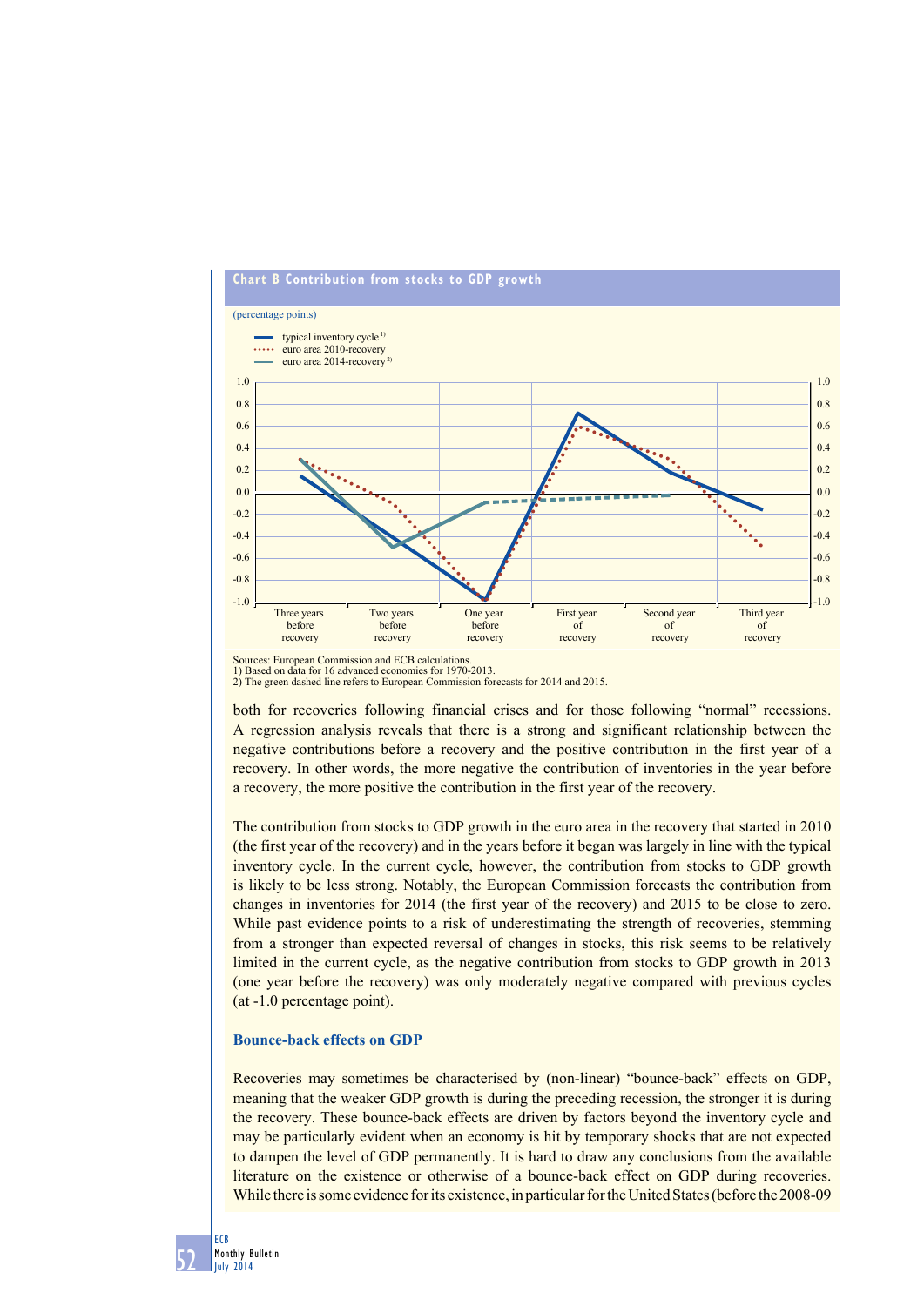**Chart B Contribution from stocks to GDP growth**

(percentage points)

- typical inventory cycle[1]
- euro area 2010-recovery
- euro area 2014-recovery[2]

Sources: European Commission and ECB calculations.
1) Based on data for 16 advanced economies for 1970-2013.
2) The green dashed line refers to European Commission forecasts for 2014 and 2015.

both for recoveries following financial crises and for those following "normal" recessions. A regression analysis reveals that there is a strong and significant relationship between the negative contributions before a recovery and the positive contribution in the first year of a recovery. In other words, the more negative the contribution of inventories in the year before a recovery, the more positive the contribution in the first year of the recovery.

The contribution from stocks to GDP growth in the euro area in the recovery that started in 2010 (the first year of the recovery) and in the years before it began was largely in line with the typical inventory cycle. In the current cycle, however, the contribution from stocks to GDP growth is likely to be less strong. Notably, the European Commission forecasts the contribution from changes in inventories for 2014 (the first year of the recovery) and 2015 to be close to zero. While past evidence points to a risk of underestimating the strength of recoveries, stemming from a stronger than expected reversal of changes in stocks, this risk seems to be relatively limited in the current cycle, as the negative contribution from stocks to GDP growth in 2013 (one year before the recovery) was only moderately negative compared with previous cycles (at -1.0 percentage point).

### Bounce-back effects on GDP

Recoveries may sometimes be characterised by (non-linear) "bounce-back" effects on GDP, meaning that the weaker GDP growth is during the preceding recession, the stronger it is during the recovery. These bounce-back effects are driven by factors beyond the inventory cycle and may be particularly evident when an economy is hit by temporary shocks that are not expected to dampen the level of GDP permanently. It is hard to draw any conclusions from the available literature on the existence or otherwise of a bounce-back effect on GDP during recoveries. While there is some evidence for its existence, in particular for the United States (before the 2008-09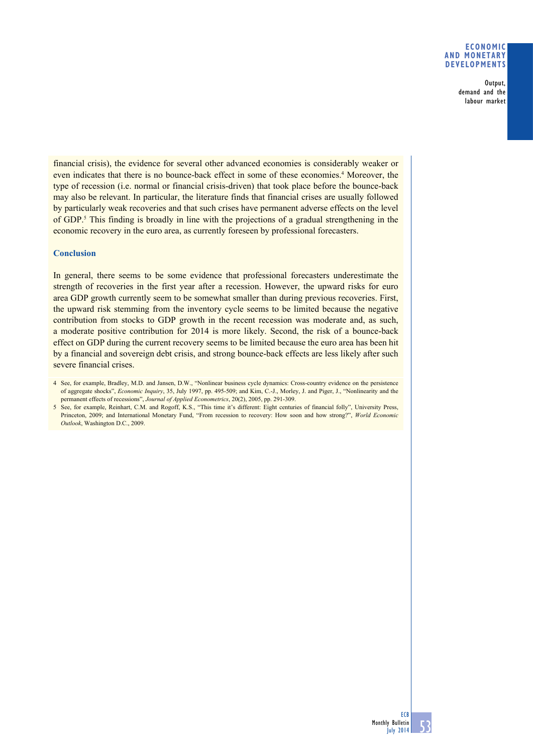financial crisis), the evidence for several other advanced economies is considerably weaker or even indicates that there is no bounce-back effect in some of these economies.[4] Moreover, the type of recession (i.e. normal or financial crisis-driven) that took place before the bounce-back may also be relevant. In particular, the literature finds that financial crises are usually followed by particularly weak recoveries and that such crises have permanent adverse effects on the level of GDP.[5] This finding is broadly in line with the projections of a gradual strengthening in the economic recovery in the euro area, as currently foreseen by professional forecasters.

### Conclusion

In general, there seems to be some evidence that professional forecasters underestimate the strength of recoveries in the first year after a recession. However, the upward risks for euro area GDP growth currently seem to be somewhat smaller than during previous recoveries. First, the upward risk stemming from the inventory cycle seems to be limited because the negative contribution from stocks to GDP growth in the recent recession was moderate and, as such, a moderate positive contribution for 2014 is more likely. Second, the risk of a bounce-back effect on GDP during the current recovery seems to be limited because the euro area has been hit by a financial and sovereign debt crisis, and strong bounce-back effects are less likely after such severe financial crises.

4 See, for example, Bradley, M.D. and Jansen, D.W., "Nonlinear business cycle dynamics: Cross-country evidence on the persistence of aggregate shocks", *Economic Inquiry*, 35, July 1997, pp. 495-509; and Kim, C.-J., Morley, J. and Piger, J., "Nonlinearity and the permanent effects of recessions", *Journal of Applied Econometrics*, 20(2), 2005, pp. 291-309.

5 See, for example, Reinhart, C.M. and Rogoff, K.S., "This time it's different: Eight centuries of financial folly", University Press, Princeton, 2009; and International Monetary Fund, "From recession to recovery: How soon and how strong?", *World Economic Outlook*, Washington D.C., 2009.